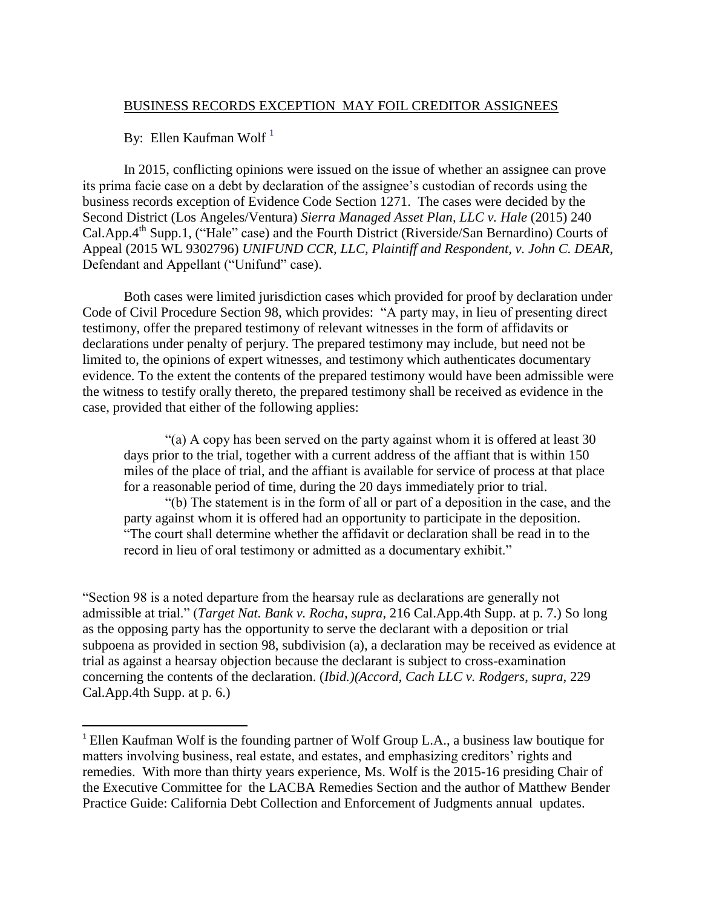BUSINESS RECORDS EXCEPTION MAY FOIL CREDITOR ASSIGNEES

By: Ellen Kaufman Wolf [1]

In 2015, conflicting opinions were issued on the issue of whether an assignee can prove its prima facie case on a debt by declaration of the assignee's custodian of records using the business records exception of Evidence Code Section 1271. The cases were decided by the Second District (Los Angeles/Ventura) *Sierra Managed Asset Plan, LLC v. Hale* (2015) 240 Cal.App.4th Supp.1, ("Hale" case) and the Fourth District (Riverside/San Bernardino) Courts of Appeal (2015 WL 9302796) *UNIFUND CCR, LLC, Plaintiff and Respondent, v. John C. DEAR*, Defendant and Appellant ("Unifund" case).

Both cases were limited jurisdiction cases which provided for proof by declaration under Code of Civil Procedure Section 98, which provides: "A party may, in lieu of presenting direct testimony, offer the prepared testimony of relevant witnesses in the form of affidavits or declarations under penalty of perjury. The prepared testimony may include, but need not be limited to, the opinions of expert witnesses, and testimony which authenticates documentary evidence. To the extent the contents of the prepared testimony would have been admissible were the witness to testify orally thereto, the prepared testimony shall be received as evidence in the case, provided that either of the following applies:

> "(a) A copy has been served on the party against whom it is offered at least 30 days prior to the trial, together with a current address of the affiant that is within 150 miles of the place of trial, and the affiant is available for service of process at that place for a reasonable period of time, during the 20 days immediately prior to trial.
>
> "(b) The statement is in the form of all or part of a deposition in the case, and the party against whom it is offered had an opportunity to participate in the deposition. "The court shall determine whether the affidavit or declaration shall be read in to the record in lieu of oral testimony or admitted as a documentary exhibit."

"Section 98 is a noted departure from the hearsay rule as declarations are generally not admissible at trial." (*Target Nat. Bank v. Rocha, supra*, 216 Cal.App.4th Supp. at p. 7.) So long as the opposing party has the opportunity to serve the declarant with a deposition or trial subpoena as provided in section 98, subdivision (a), a declaration may be received as evidence at trial as against a hearsay objection because the declarant is subject to cross-examination concerning the contents of the declaration. (*Ibid.)(Accord, Cach LLC v. Rodgers, supra*, 229 Cal.App.4th Supp. at p. 6.)

---

[1] Ellen Kaufman Wolf is the founding partner of Wolf Group L.A., a business law boutique for matters involving business, real estate, and estates, and emphasizing creditors' rights and remedies. With more than thirty years experience, Ms. Wolf is the 2015-16 presiding Chair of the Executive Committee for the LACBA Remedies Section and the author of Matthew Bender Practice Guide: California Debt Collection and Enforcement of Judgments annual updates.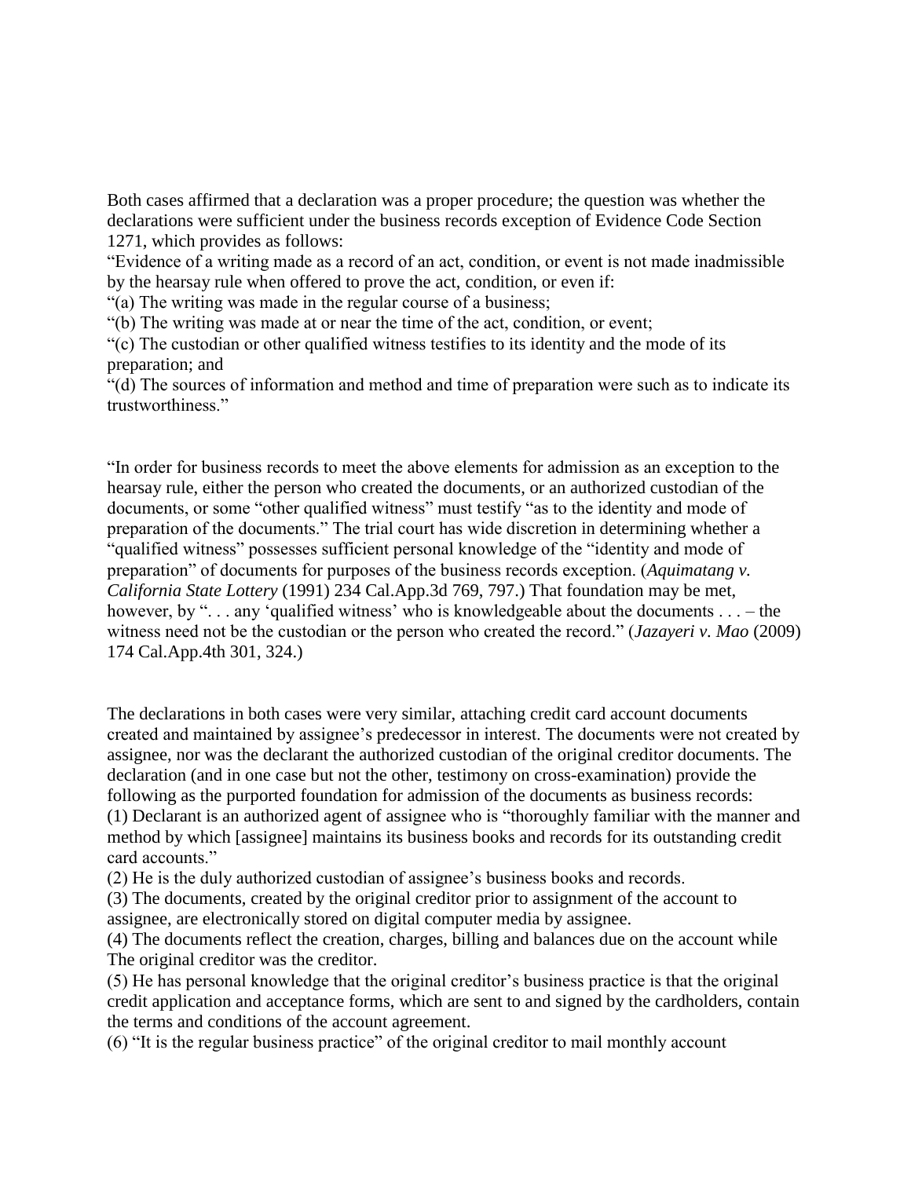Both cases affirmed that a declaration was a proper procedure; the question was whether the declarations were sufficient under the business records exception of Evidence Code Section 1271, which provides as follows:

"Evidence of a writing made as a record of an act, condition, or event is not made inadmissible by the hearsay rule when offered to prove the act, condition, or even if:

"(a) The writing was made in the regular course of a business;

"(b) The writing was made at or near the time of the act, condition, or event;

"(c) The custodian or other qualified witness testifies to its identity and the mode of its preparation; and

"(d) The sources of information and method and time of preparation were such as to indicate its trustworthiness."

"In order for business records to meet the above elements for admission as an exception to the hearsay rule, either the person who created the documents, or an authorized custodian of the documents, or some "other qualified witness" must testify "as to the identity and mode of preparation of the documents." The trial court has wide discretion in determining whether a "qualified witness" possesses sufficient personal knowledge of the "identity and mode of preparation" of documents for purposes of the business records exception. (*Aquimatang v. California State Lottery* (1991) 234 Cal.App.3d 769, 797.) That foundation may be met, however, by ". . . any 'qualified witness' who is knowledgeable about the documents . . . – the witness need not be the custodian or the person who created the record." (*Jazayeri v. Mao* (2009) 174 Cal.App.4th 301, 324.)

The declarations in both cases were very similar, attaching credit card account documents created and maintained by assignee's predecessor in interest. The documents were not created by assignee, nor was the declarant the authorized custodian of the original creditor documents. The declaration (and in one case but not the other, testimony on cross-examination) provide the following as the purported foundation for admission of the documents as business records:

(1) Declarant is an authorized agent of assignee who is "thoroughly familiar with the manner and method by which [assignee] maintains its business books and records for its outstanding credit card accounts."

(2) He is the duly authorized custodian of assignee's business books and records.

(3) The documents, created by the original creditor prior to assignment of the account to assignee, are electronically stored on digital computer media by assignee.

(4) The documents reflect the creation, charges, billing and balances due on the account while The original creditor was the creditor.

(5) He has personal knowledge that the original creditor's business practice is that the original credit application and acceptance forms, which are sent to and signed by the cardholders, contain the terms and conditions of the account agreement.

(6) "It is the regular business practice" of the original creditor to mail monthly account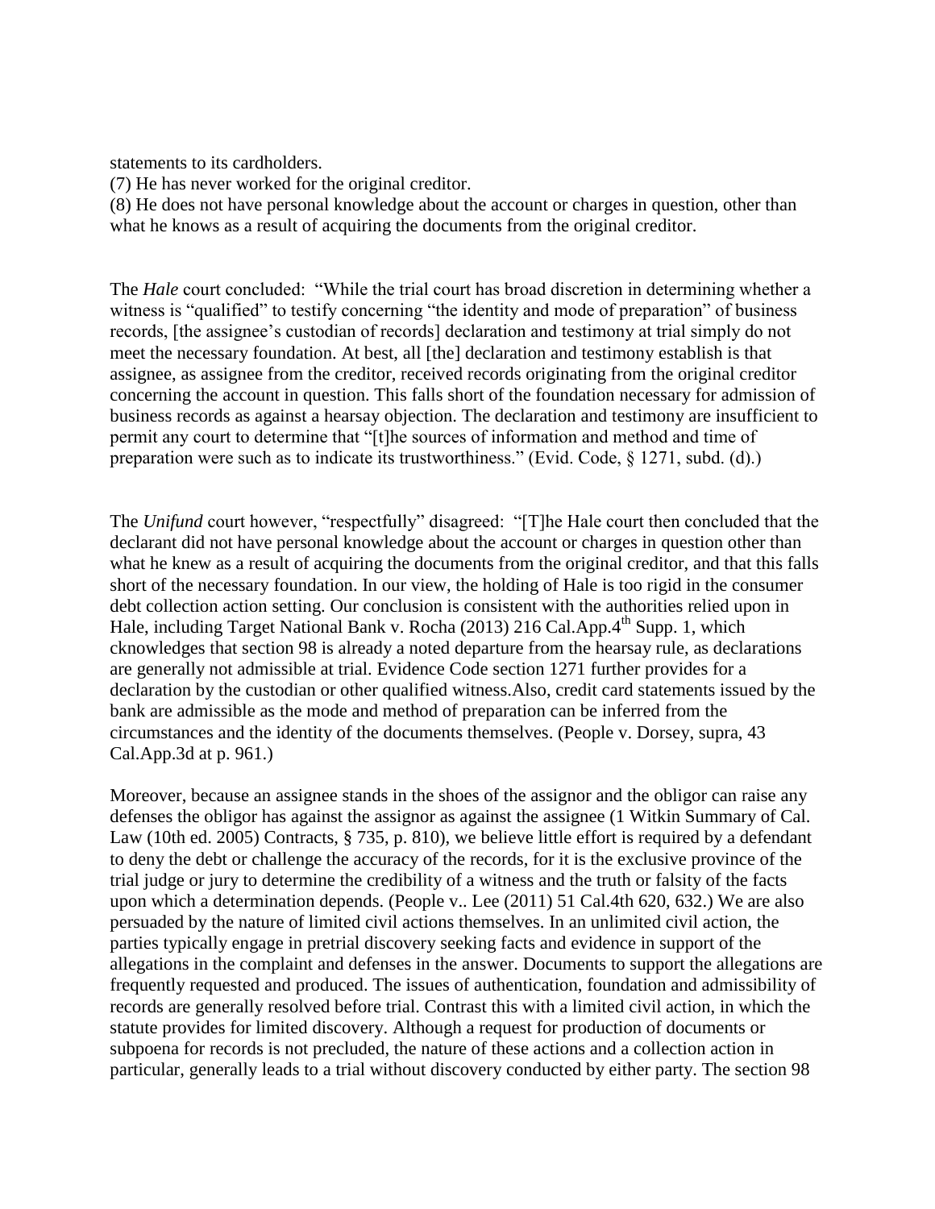statements to its cardholders.
(7) He has never worked for the original creditor.
(8) He does not have personal knowledge about the account or charges in question, other than what he knows as a result of acquiring the documents from the original creditor.

The *Hale* court concluded: "While the trial court has broad discretion in determining whether a witness is "qualified" to testify concerning "the identity and mode of preparation" of business records, [the assignee's custodian of records] declaration and testimony at trial simply do not meet the necessary foundation. At best, all [the] declaration and testimony establish is that assignee, as assignee from the creditor, received records originating from the original creditor concerning the account in question. This falls short of the foundation necessary for admission of business records as against a hearsay objection. The declaration and testimony are insufficient to permit any court to determine that "[t]he sources of information and method and time of preparation were such as to indicate its trustworthiness." (Evid. Code, § 1271, subd. (d).)

The *Unifund* court however, "respectfully" disagreed: "[T]he Hale court then concluded that the declarant did not have personal knowledge about the account or charges in question other than what he knew as a result of acquiring the documents from the original creditor, and that this falls short of the necessary foundation. In our view, the holding of Hale is too rigid in the consumer debt collection action setting. Our conclusion is consistent with the authorities relied upon in Hale, including Target National Bank v. Rocha (2013) 216 Cal.App.4th Supp. 1, which cknowledges that section 98 is already a noted departure from the hearsay rule, as declarations are generally not admissible at trial. Evidence Code section 1271 further provides for a declaration by the custodian or other qualified witness.Also, credit card statements issued by the bank are admissible as the mode and method of preparation can be inferred from the circumstances and the identity of the documents themselves. (People v. Dorsey, supra, 43 Cal.App.3d at p. 961.)

Moreover, because an assignee stands in the shoes of the assignor and the obligor can raise any defenses the obligor has against the assignor as against the assignee (1 Witkin Summary of Cal. Law (10th ed. 2005) Contracts, § 735, p. 810), we believe little effort is required by a defendant to deny the debt or challenge the accuracy of the records, for it is the exclusive province of the trial judge or jury to determine the credibility of a witness and the truth or falsity of the facts upon which a determination depends. (People v.. Lee (2011) 51 Cal.4th 620, 632.) We are also persuaded by the nature of limited civil actions themselves. In an unlimited civil action, the parties typically engage in pretrial discovery seeking facts and evidence in support of the allegations in the complaint and defenses in the answer. Documents to support the allegations are frequently requested and produced. The issues of authentication, foundation and admissibility of records are generally resolved before trial. Contrast this with a limited civil action, in which the statute provides for limited discovery. Although a request for production of documents or subpoena for records is not precluded, the nature of these actions and a collection action in particular, generally leads to a trial without discovery conducted by either party. The section 98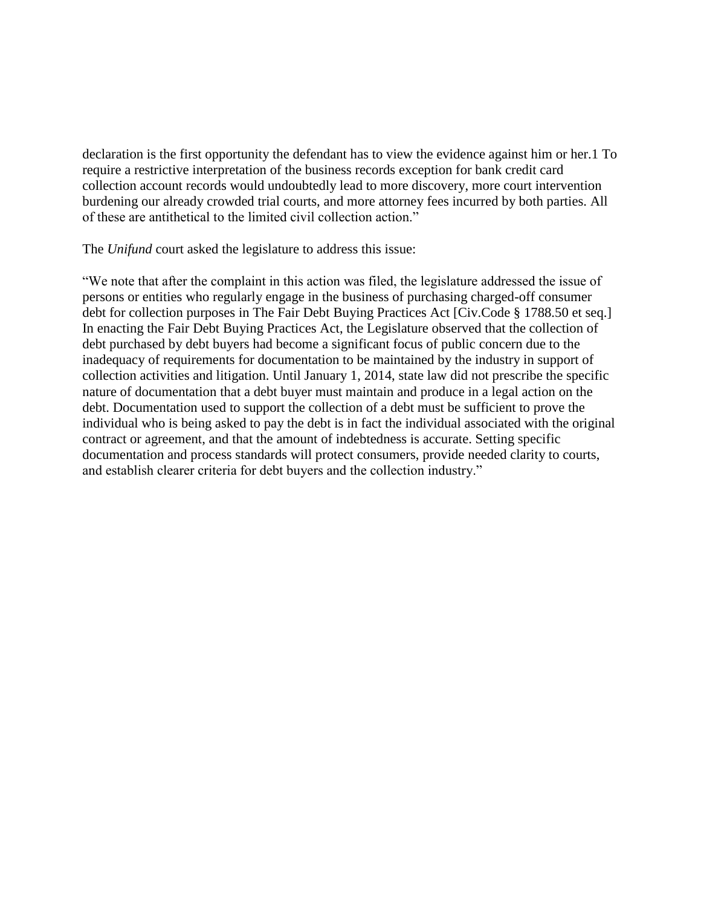declaration is the first opportunity the defendant has to view the evidence against him or her.1 To require a restrictive interpretation of the business records exception for bank credit card collection account records would undoubtedly lead to more discovery, more court intervention burdening our already crowded trial courts, and more attorney fees incurred by both parties. All of these are antithetical to the limited civil collection action."

The *Unifund* court asked the legislature to address this issue:

"We note that after the complaint in this action was filed, the legislature addressed the issue of persons or entities who regularly engage in the business of purchasing charged-off consumer debt for collection purposes in The Fair Debt Buying Practices Act [Civ.Code § 1788.50 et seq.] In enacting the Fair Debt Buying Practices Act, the Legislature observed that the collection of debt purchased by debt buyers had become a significant focus of public concern due to the inadequacy of requirements for documentation to be maintained by the industry in support of collection activities and litigation. Until January 1, 2014, state law did not prescribe the specific nature of documentation that a debt buyer must maintain and produce in a legal action on the debt. Documentation used to support the collection of a debt must be sufficient to prove the individual who is being asked to pay the debt is in fact the individual associated with the original contract or agreement, and that the amount of indebtedness is accurate. Setting specific documentation and process standards will protect consumers, provide needed clarity to courts, and establish clearer criteria for debt buyers and the collection industry."